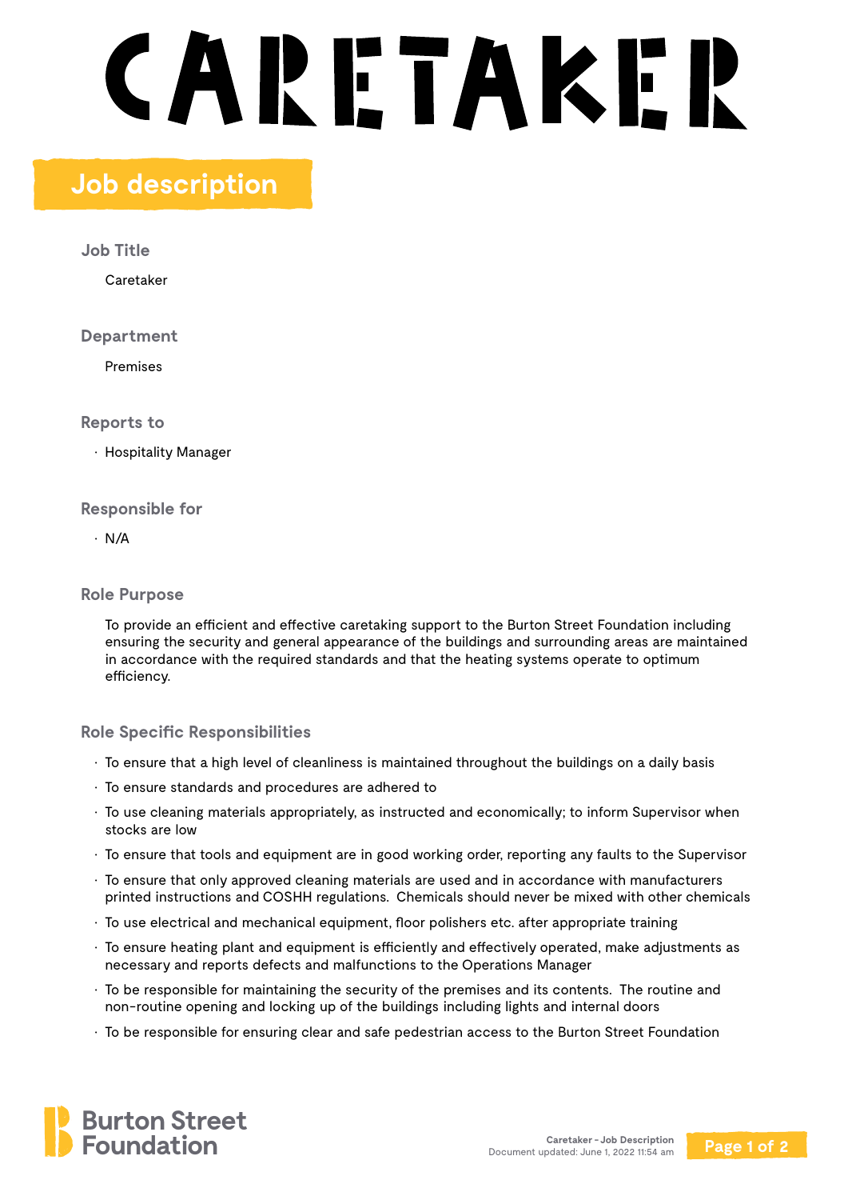# CARETAKER

## Job description

### Job Title

Caretaker

### Department

Premises

### Reports to

- Hospitality Manager

### Responsible for

- N/A

### Role Purpose

To provide an efficient and effective caretaking support to the Burton Street Foundation including ensuring the security and general appearance of the buildings and surrounding areas are maintained in accordance with the required standards and that the heating systems operate to optimum efficiency.

### Role Specific Responsibilities

- To ensure that a high level of cleanliness is maintained throughout the buildings on a daily basis
- To ensure standards and procedures are adhered to
- To use cleaning materials appropriately, as instructed and economically; to inform Supervisor when stocks are low
- To ensure that tools and equipment are in good working order, reporting any faults to the Supervisor
- To ensure that only approved cleaning materials are used and in accordance with manufacturers printed instructions and COSHH regulations. Chemicals should never be mixed with other chemicals
- To use electrical and mechanical equipment, floor polishers etc. after appropriate training
- To ensure heating plant and equipment is efficiently and effectively operated, make adjustments as necessary and reports defects and malfunctions to the Operations Manager
- To be responsible for maintaining the security of the premises and its contents. The routine and non-routine opening and locking up of the buildings including lights and internal doors
- To be responsible for ensuring clear and safe pedestrian access to the Burton Street Foundation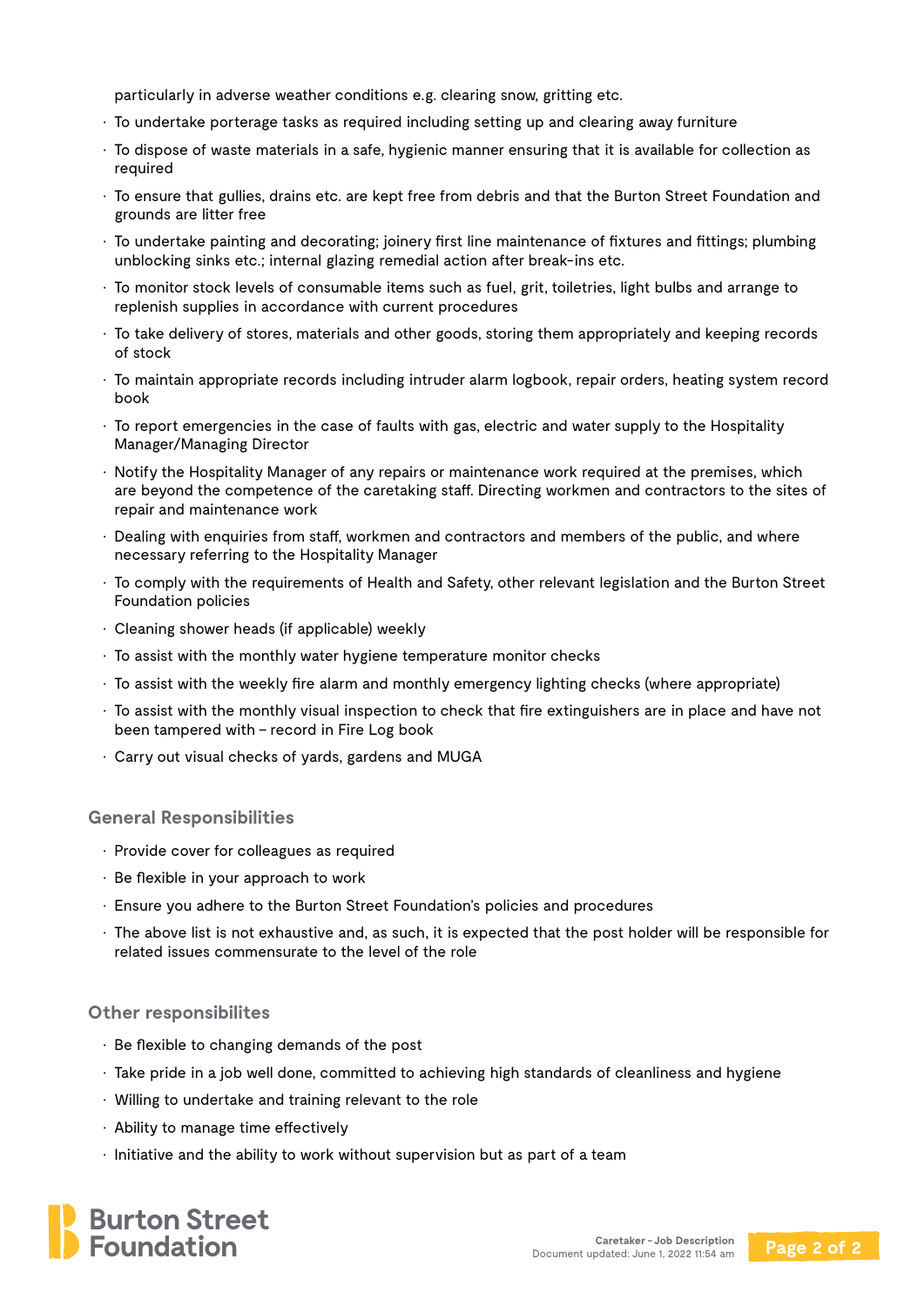particularly in adverse weather conditions e.g. clearing snow, gritting etc.

- To undertake porterage tasks as required including setting up and clearing away furniture
- To dispose of waste materials in a safe, hygienic manner ensuring that it is available for collection as required
- To ensure that gullies, drains etc. are kept free from debris and that the Burton Street Foundation and grounds are litter free
- To undertake painting and decorating; joinery first line maintenance of fixtures and fittings; plumbing unblocking sinks etc.; internal glazing remedial action after break-ins etc.
- To monitor stock levels of consumable items such as fuel, grit, toiletries, light bulbs and arrange to replenish supplies in accordance with current procedures
- To take delivery of stores, materials and other goods, storing them appropriately and keeping records of stock
- To maintain appropriate records including intruder alarm logbook, repair orders, heating system record book
- To report emergencies in the case of faults with gas, electric and water supply to the Hospitality Manager/Managing Director
- Notify the Hospitality Manager of any repairs or maintenance work required at the premises, which are beyond the competence of the caretaking staff. Directing workmen and contractors to the sites of repair and maintenance work
- Dealing with enquiries from staff, workmen and contractors and members of the public, and where necessary referring to the Hospitality Manager
- To comply with the requirements of Health and Safety, other relevant legislation and the Burton Street Foundation policies
- Cleaning shower heads (if applicable) weekly
- To assist with the monthly water hygiene temperature monitor checks
- To assist with the weekly fire alarm and monthly emergency lighting checks (where appropriate)
- To assist with the monthly visual inspection to check that fire extinguishers are in place and have not been tampered with – record in Fire Log book
- Carry out visual checks of yards, gardens and MUGA

### General Responsibilities

- Provide cover for colleagues as required
- Be flexible in your approach to work
- Ensure you adhere to the Burton Street Foundation's policies and procedures
- The above list is not exhaustive and, as such, it is expected that the post holder will be responsible for related issues commensurate to the level of the role

### Other responsibilites

- Be flexible to changing demands of the post
- Take pride in a job well done, committed to achieving high standards of cleanliness and hygiene
- Willing to undertake and training relevant to the role
- Ability to manage time effectively
- Initiative and the ability to work without supervision but as part of a team